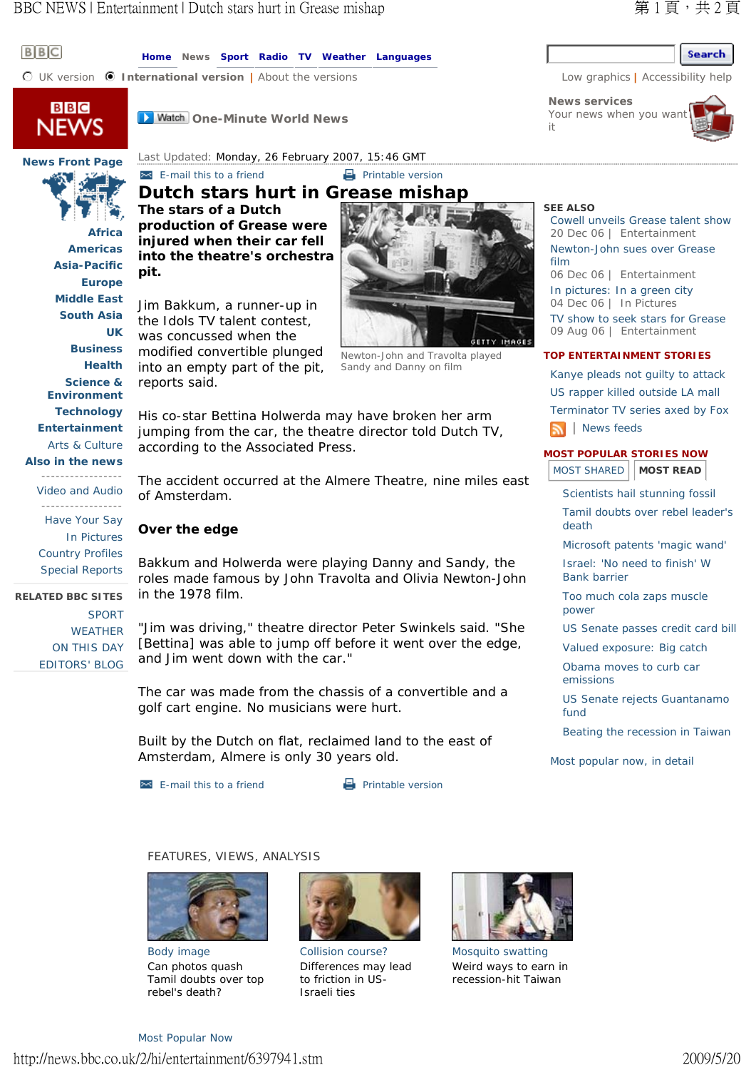Last Updated: Monday, 26 February 2007, 15:46 GMT

# Dutch stars hurt in Grease mishap

**The stars of a Dutch production of Grease were injured when their car fell into the theatre's orchestra pit.**

Newton-John and Travolta played Sandy and Danny on film

Jim Bakkum, a runner-up in the Idols TV talent contest, was concussed when the modified convertible plunged into an empty part of the pit, reports said.

His co-star Bettina Holwerda may have broken her arm jumping from the car, the theatre director told Dutch TV, according to the Associated Press.

The accident occurred at the Almere Theatre, nine miles east of Amsterdam.

## Over the edge

Bakkum and Holwerda were playing Danny and Sandy, the roles made famous by John Travolta and Olivia Newton-John in the 1978 film.

"Jim was driving," theatre director Peter Swinkels said. "She [Bettina] was able to jump off before it went over the edge, and Jim went down with the car."

The car was made from the chassis of a convertible and a golf cart engine. No musicians were hurt.

Built by the Dutch on flat, reclaimed land to the east of Amsterdam, Almere is only 30 years old.

**SEE ALSO**

- Cowell unveils Grease talent show — 20 Dec 06 | Entertainment
- Newton-John sues over Grease film — 06 Dec 06 | Entertainment
- In pictures: In a green city — 04 Dec 06 | In Pictures
- TV show to seek stars for Grease — 09 Aug 06 | Entertainment

**TOP ENTERTAINMENT STORIES**

- Kanye pleads not guilty to attack
- US rapper killed outside LA mall
- Terminator TV series axed by Fox

**MOST POPULAR STORIES NOW**

MOST SHARED | MOST READ

- Scientists hail stunning fossil
- Tamil doubts over rebel leader's death
- Microsoft patents 'magic wand'
- Israel: 'No need to finish' W Bank barrier
- Too much cola zaps muscle power
- US Senate passes credit card bill
- Valued exposure: Big catch
- Obama moves to curb car emissions
- US Senate rejects Guantanamo fund
- Beating the recession in Taiwan

Most popular now, in detail

**FEATURES, VIEWS, ANALYSIS**

**Body image** — Can photos quash Tamil doubts over top rebel's death?

**Collision course?** — Differences may lead to friction in US-Israeli ties

**Mosquito swatting** — Weird ways to earn in recession-hit Taiwan

Most Popular Now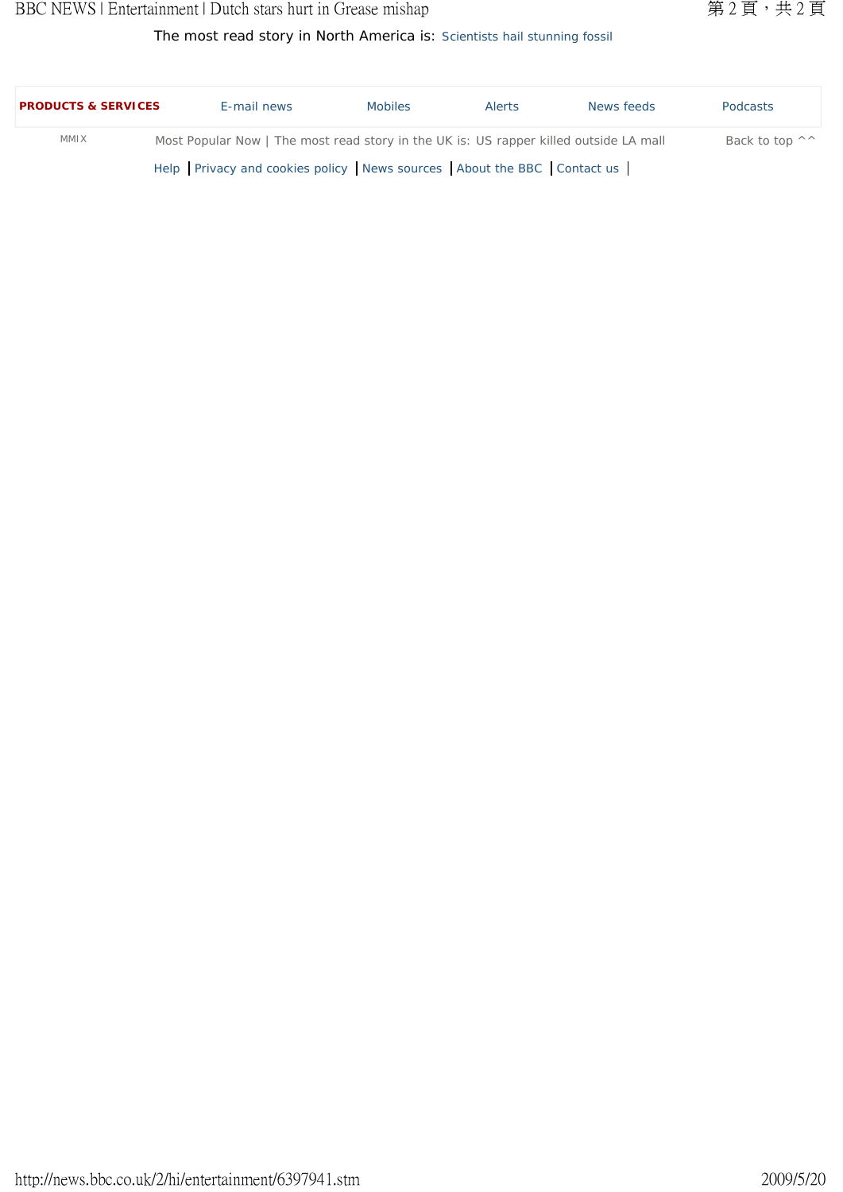The most read story in North America is: Scientists hail stunning fossil

| | | | | | |
|---|---|---|---|---|---|
| **PRODUCTS & SERVICES** | E-mail news | Mobiles | Alerts | News feeds | Podcasts |

MMIX

Most Popular Now | The most read story in the UK is: US rapper killed outside LA mall

Back to top ^^

Help | Privacy and cookies policy | News sources | About the BBC | Contact us |